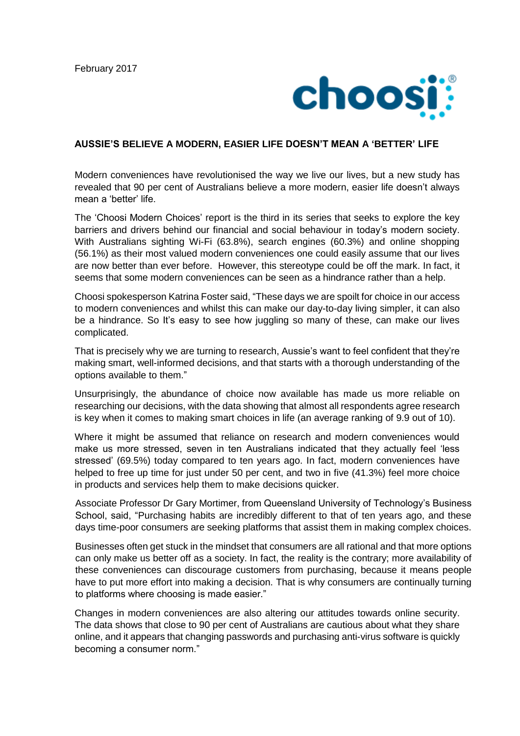February 2017

choosi®

## AUSSIE'S BELIEVE A MODERN, EASIER LIFE DOESN'T MEAN A 'BETTER' LIFE

Modern conveniences have revolutionised the way we live our lives, but a new study has revealed that 90 per cent of Australians believe a more modern, easier life doesn't always mean a 'better' life.

The 'Choosi Modern Choices' report is the third in its series that seeks to explore the key barriers and drivers behind our financial and social behaviour in today's modern society. With Australians sighting Wi-Fi (63.8%), search engines (60.3%) and online shopping (56.1%) as their most valued modern conveniences one could easily assume that our lives are now better than ever before. However, this stereotype could be off the mark. In fact, it seems that some modern conveniences can be seen as a hindrance rather than a help.

Choosi spokesperson Katrina Foster said, "These days we are spoilt for choice in our access to modern conveniences and whilst this can make our day-to-day living simpler, it can also be a hindrance. So It's easy to see how juggling so many of these, can make our lives complicated.

That is precisely why we are turning to research, Aussie's want to feel confident that they're making smart, well-informed decisions, and that starts with a thorough understanding of the options available to them."

Unsurprisingly, the abundance of choice now available has made us more reliable on researching our decisions, with the data showing that almost all respondents agree research is key when it comes to making smart choices in life (an average ranking of 9.9 out of 10).

Where it might be assumed that reliance on research and modern conveniences would make us more stressed, seven in ten Australians indicated that they actually feel 'less stressed' (69.5%) today compared to ten years ago. In fact, modern conveniences have helped to free up time for just under 50 per cent, and two in five (41.3%) feel more choice in products and services help them to make decisions quicker.

Associate Professor Dr Gary Mortimer, from Queensland University of Technology's Business School, said, "Purchasing habits are incredibly different to that of ten years ago, and these days time-poor consumers are seeking platforms that assist them in making complex choices.

Businesses often get stuck in the mindset that consumers are all rational and that more options can only make us better off as a society. In fact, the reality is the contrary; more availability of these conveniences can discourage customers from purchasing, because it means people have to put more effort into making a decision. That is why consumers are continually turning to platforms where choosing is made easier."

Changes in modern conveniences are also altering our attitudes towards online security. The data shows that close to 90 per cent of Australians are cautious about what they share online, and it appears that changing passwords and purchasing anti-virus software is quickly becoming a consumer norm."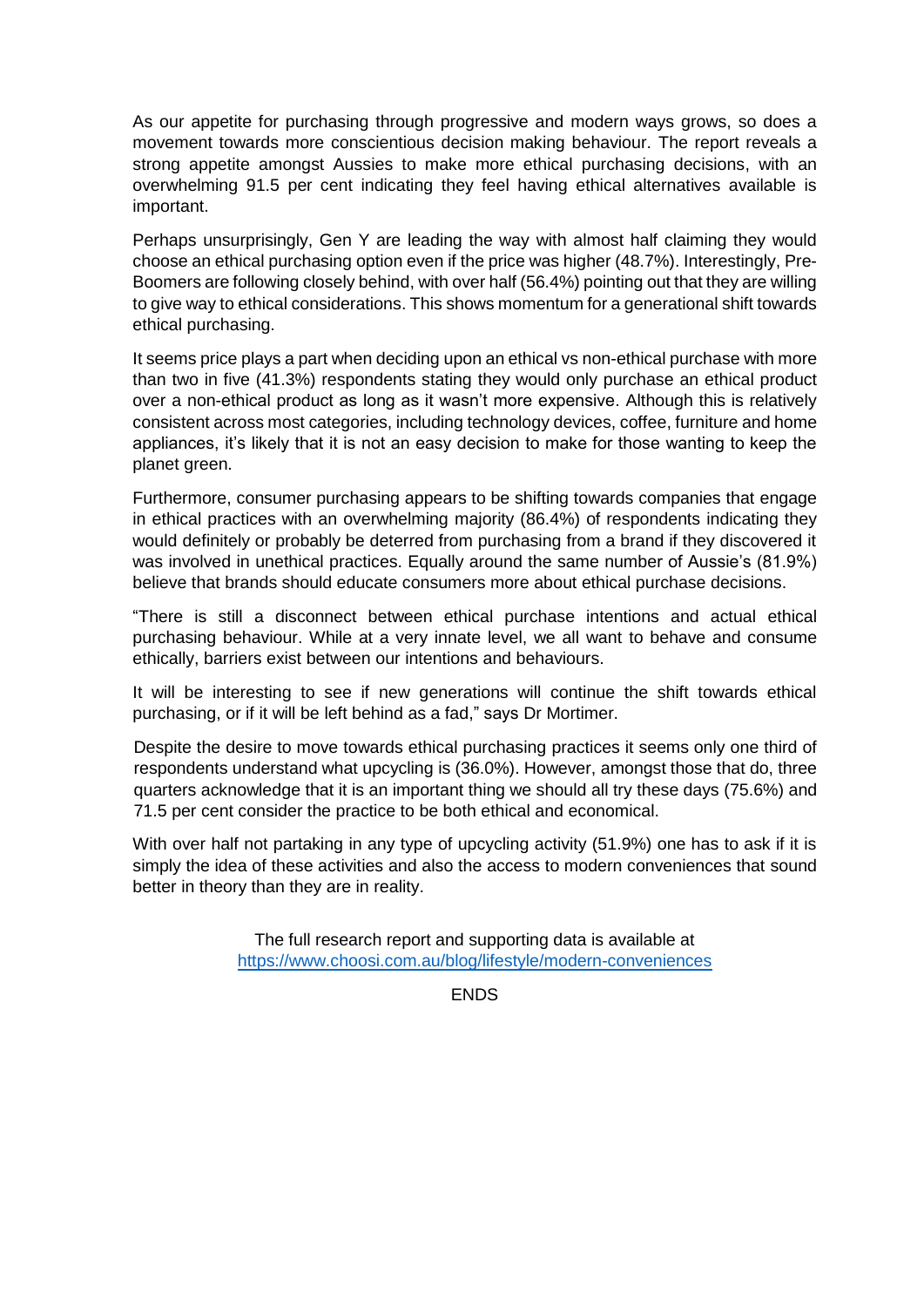As our appetite for purchasing through progressive and modern ways grows, so does a movement towards more conscientious decision making behaviour. The report reveals a strong appetite amongst Aussies to make more ethical purchasing decisions, with an overwhelming 91.5 per cent indicating they feel having ethical alternatives available is important.

Perhaps unsurprisingly, Gen Y are leading the way with almost half claiming they would choose an ethical purchasing option even if the price was higher (48.7%). Interestingly, Pre-Boomers are following closely behind, with over half (56.4%) pointing out that they are willing to give way to ethical considerations. This shows momentum for a generational shift towards ethical purchasing.

It seems price plays a part when deciding upon an ethical vs non-ethical purchase with more than two in five (41.3%) respondents stating they would only purchase an ethical product over a non-ethical product as long as it wasn't more expensive. Although this is relatively consistent across most categories, including technology devices, coffee, furniture and home appliances, it's likely that it is not an easy decision to make for those wanting to keep the planet green.

Furthermore, consumer purchasing appears to be shifting towards companies that engage in ethical practices with an overwhelming majority (86.4%) of respondents indicating they would definitely or probably be deterred from purchasing from a brand if they discovered it was involved in unethical practices. Equally around the same number of Aussie's (81.9%) believe that brands should educate consumers more about ethical purchase decisions.

"There is still a disconnect between ethical purchase intentions and actual ethical purchasing behaviour. While at a very innate level, we all want to behave and consume ethically, barriers exist between our intentions and behaviours.

It will be interesting to see if new generations will continue the shift towards ethical purchasing, or if it will be left behind as a fad," says Dr Mortimer.

Despite the desire to move towards ethical purchasing practices it seems only one third of respondents understand what upcycling is (36.0%). However, amongst those that do, three quarters acknowledge that it is an important thing we should all try these days (75.6%) and 71.5 per cent consider the practice to be both ethical and economical.

With over half not partaking in any type of upcycling activity (51.9%) one has to ask if it is simply the idea of these activities and also the access to modern conveniences that sound better in theory than they are in reality.

The full research report and supporting data is available at https://www.choosi.com.au/blog/lifestyle/modern-conveniences

ENDS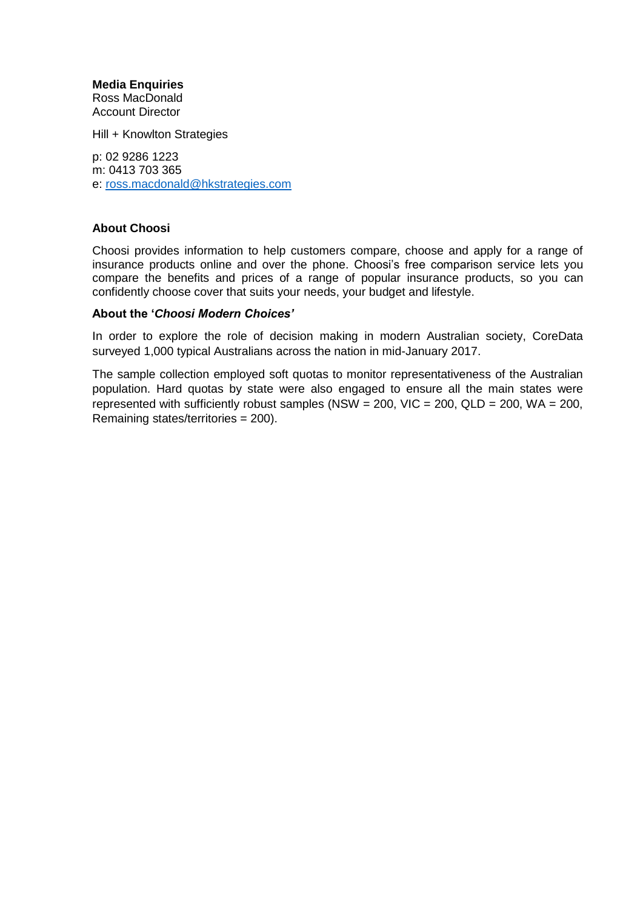**Media Enquiries**
Ross MacDonald
Account Director

Hill + Knowlton Strategies

p: 02 9286 1223
m: 0413 703 365
e: ross.macdonald@hkstrategies.com

**About Choosi**

Choosi provides information to help customers compare, choose and apply for a range of insurance products online and over the phone. Choosi's free comparison service lets you compare the benefits and prices of a range of popular insurance products, so you can confidently choose cover that suits your needs, your budget and lifestyle.

**About the '*Choosi Modern Choices*'**

In order to explore the role of decision making in modern Australian society, CoreData surveyed 1,000 typical Australians across the nation in mid-January 2017.

The sample collection employed soft quotas to monitor representativeness of the Australian population. Hard quotas by state were also engaged to ensure all the main states were represented with sufficiently robust samples (NSW = 200, VIC = 200, QLD = 200, WA = 200, Remaining states/territories = 200).